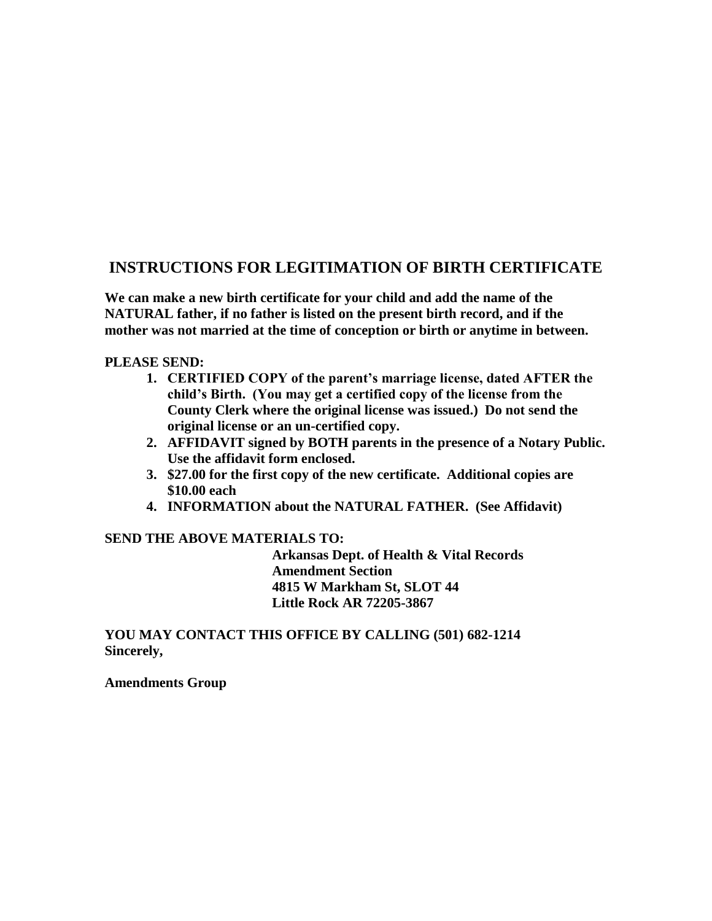# INSTRUCTIONS FOR LEGITIMATION OF BIRTH CERTIFICATE

**We can make a new birth certificate for your child and add the name of the NATURAL father, if no father is listed on the present birth record, and if the mother was not married at the time of conception or birth or anytime in between.**

**PLEASE SEND:**

1. **CERTIFIED COPY of the parent's marriage license, dated AFTER the child's Birth. (You may get a certified copy of the license from the County Clerk where the original license was issued.) Do not send the original license or an un-certified copy.**
2. **AFFIDAVIT signed by BOTH parents in the presence of a Notary Public. Use the affidavit form enclosed.**
3. **$27.00 for the first copy of the new certificate. Additional copies are $10.00 each**
4. **INFORMATION about the NATURAL FATHER. (See Affidavit)**

**SEND THE ABOVE MATERIALS TO:**

**Arkansas Dept. of Health & Vital Records**
**Amendment Section**
**4815 W Markham St, SLOT 44**
**Little Rock AR 72205-3867**

**YOU MAY CONTACT THIS OFFICE BY CALLING (501) 682-1214**
**Sincerely,**

**Amendments Group**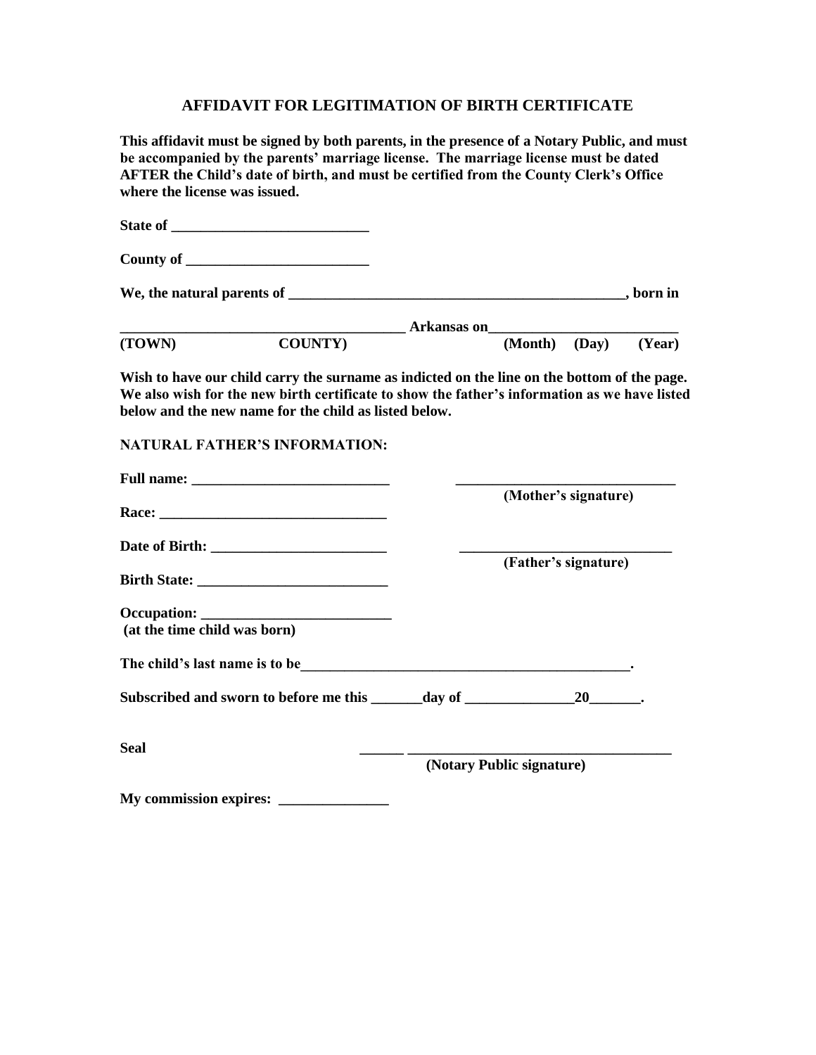# AFFIDAVIT FOR LEGITIMATION OF BIRTH CERTIFICATE

**This affidavit must be signed by both parents, in the presence of a Notary Public, and must be accompanied by the parents' marriage license. The marriage license must be dated AFTER the Child's date of birth, and must be certified from the County Clerk's Office where the license was issued.**

**State of ___________________________**

**County of _________________________**

**We, the natural parents of _______________________________________________, born in**

**______________________________________ Arkansas on__________________________**
**(TOWN) COUNTY) (Month) (Day) (Year)**

**Wish to have our child carry the surname as indicted on the line on the bottom of the page. We also wish for the new birth certificate to show the father's information as we have listed below and the new name for the child as listed below.**

**NATURAL FATHER'S INFORMATION:**

**Full name: ___________________________**

**______________________________**
**(Mother's signature)**

**Race: _______________________________**

**Date of Birth: ________________________**

**_____________________________**
**(Father's signature)**

**Birth State: __________________________**

**Occupation: __________________________**
**(at the time child was born)**

**The child's last name is to be_____________________________________________.**

**Subscribed and sworn to before me this _______day of _______________20_______.**

**Seal**

**______ ____________________________________**
**(Notary Public signature)**

**My commission expires: _______________**